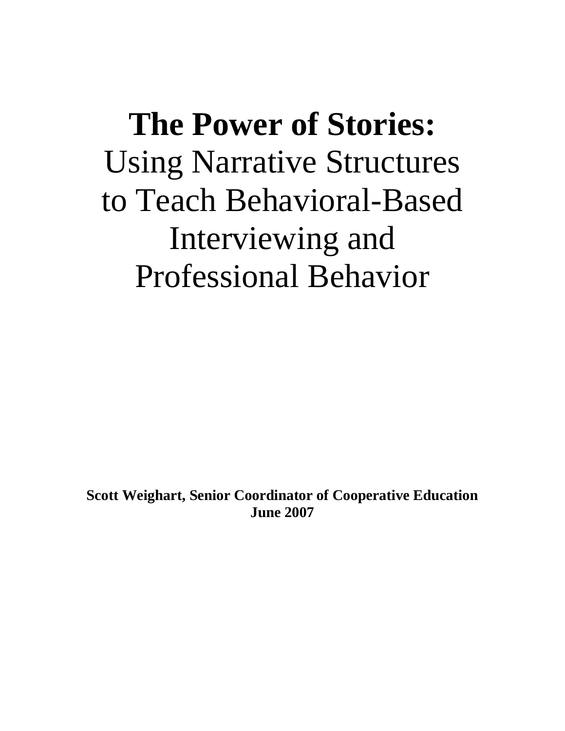# The Power of Stories:

Using Narrative Structures to Teach Behavioral-Based Interviewing and Professional Behavior

**Scott Weighart, Senior Coordinator of Cooperative Education**
**June 2007**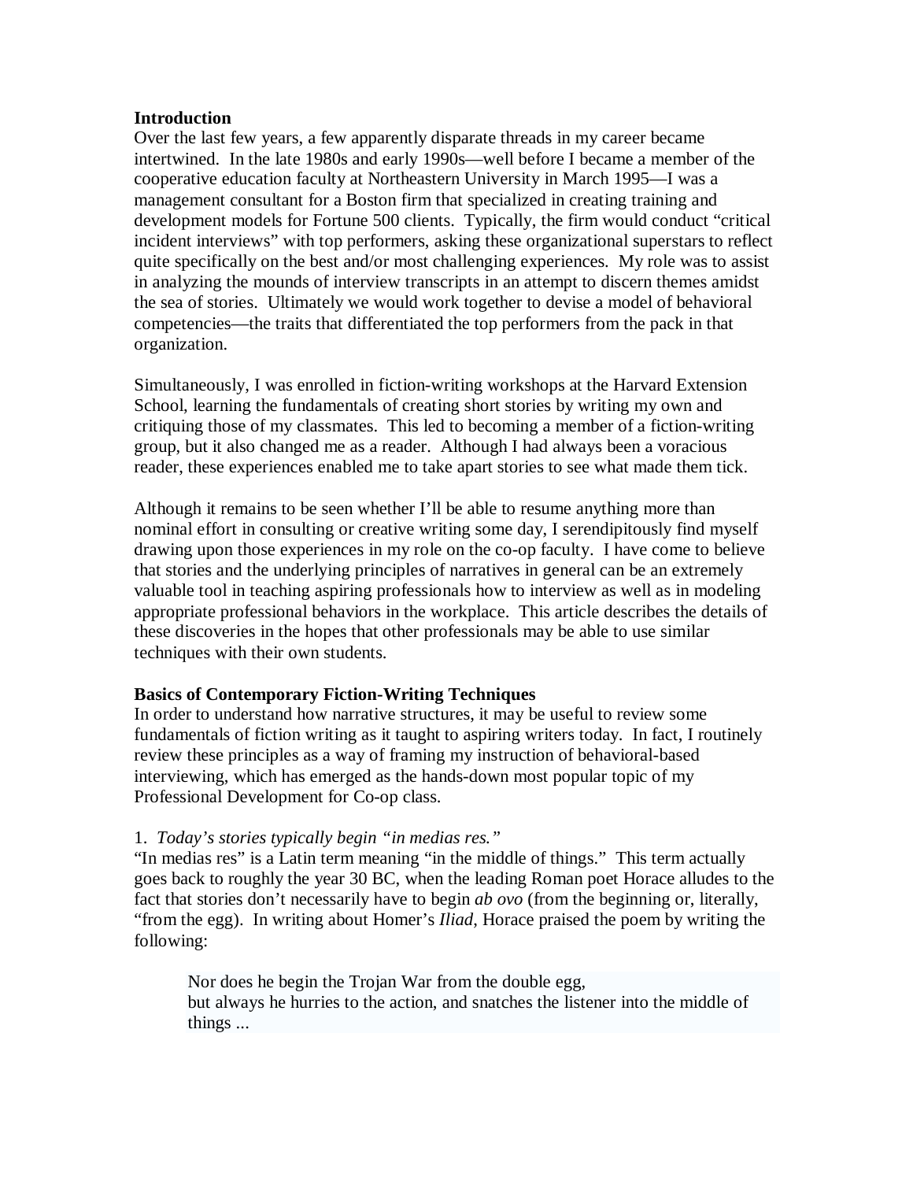**Introduction**

Over the last few years, a few apparently disparate threads in my career became intertwined. In the late 1980s and early 1990s—well before I became a member of the cooperative education faculty at Northeastern University in March 1995—I was a management consultant for a Boston firm that specialized in creating training and development models for Fortune 500 clients. Typically, the firm would conduct "critical incident interviews" with top performers, asking these organizational superstars to reflect quite specifically on the best and/or most challenging experiences. My role was to assist in analyzing the mounds of interview transcripts in an attempt to discern themes amidst the sea of stories. Ultimately we would work together to devise a model of behavioral competencies—the traits that differentiated the top performers from the pack in that organization.

Simultaneously, I was enrolled in fiction-writing workshops at the Harvard Extension School, learning the fundamentals of creating short stories by writing my own and critiquing those of my classmates. This led to becoming a member of a fiction-writing group, but it also changed me as a reader. Although I had always been a voracious reader, these experiences enabled me to take apart stories to see what made them tick.

Although it remains to be seen whether I'll be able to resume anything more than nominal effort in consulting or creative writing some day, I serendipitously find myself drawing upon those experiences in my role on the co-op faculty. I have come to believe that stories and the underlying principles of narratives in general can be an extremely valuable tool in teaching aspiring professionals how to interview as well as in modeling appropriate professional behaviors in the workplace. This article describes the details of these discoveries in the hopes that other professionals may be able to use similar techniques with their own students.

**Basics of Contemporary Fiction-Writing Techniques**

In order to understand how narrative structures, it may be useful to review some fundamentals of fiction writing as it taught to aspiring writers today. In fact, I routinely review these principles as a way of framing my instruction of behavioral-based interviewing, which has emerged as the hands-down most popular topic of my Professional Development for Co-op class.

1. *Today's stories typically begin "in medias res."*

"In medias res" is a Latin term meaning "in the middle of things." This term actually goes back to roughly the year 30 BC, when the leading Roman poet Horace alludes to the fact that stories don't necessarily have to begin *ab ovo* (from the beginning or, literally, "from the egg). In writing about Homer's *Iliad*, Horace praised the poem by writing the following:

> Nor does he begin the Trojan War from the double egg,
> but always he hurries to the action, and snatches the listener into the middle of things ...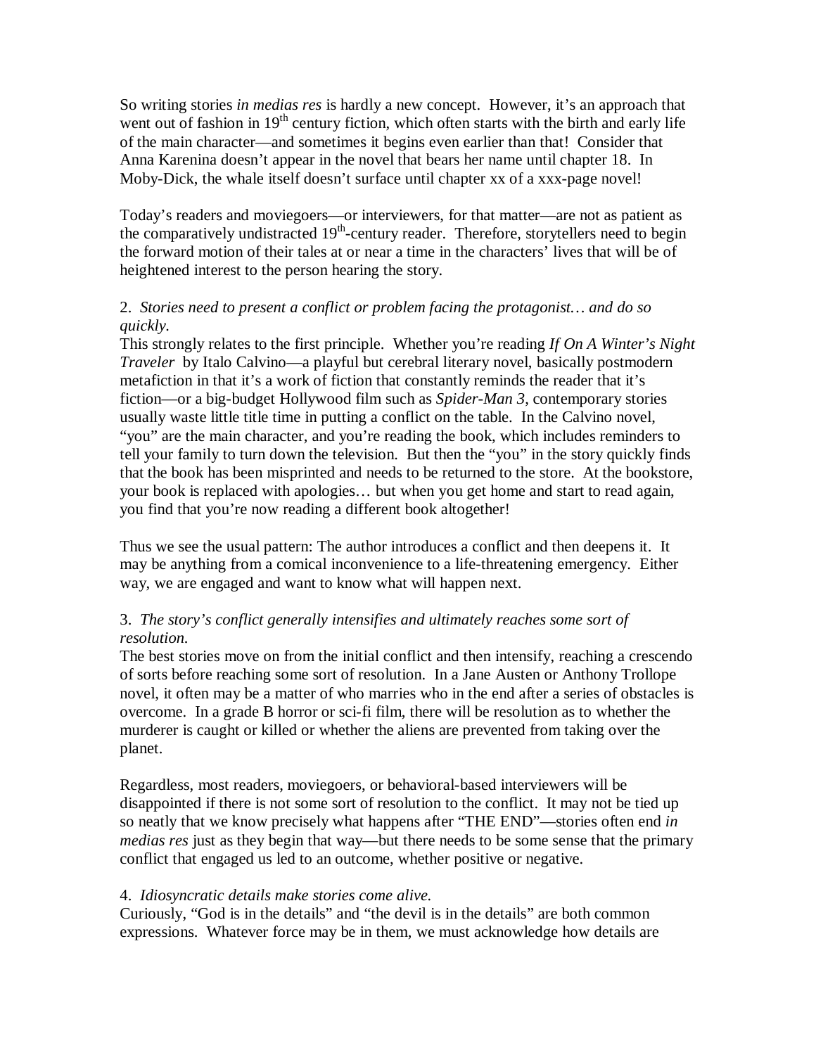So writing stories *in medias res* is hardly a new concept. However, it's an approach that went out of fashion in 19th century fiction, which often starts with the birth and early life of the main character—and sometimes it begins even earlier than that! Consider that Anna Karenina doesn't appear in the novel that bears her name until chapter 18. In Moby-Dick, the whale itself doesn't surface until chapter xx of a xxx-page novel!

Today's readers and moviegoers—or interviewers, for that matter—are not as patient as the comparatively undistracted 19th-century reader. Therefore, storytellers need to begin the forward motion of their tales at or near a time in the characters' lives that will be of heightened interest to the person hearing the story.

2. *Stories need to present a conflict or problem facing the protagonist… and do so quickly.*

This strongly relates to the first principle. Whether you're reading *If On A Winter's Night Traveler* by Italo Calvino—a playful but cerebral literary novel, basically postmodern metafiction in that it's a work of fiction that constantly reminds the reader that it's fiction—or a big-budget Hollywood film such as *Spider-Man 3*, contemporary stories usually waste little title time in putting a conflict on the table. In the Calvino novel, "you" are the main character, and you're reading the book, which includes reminders to tell your family to turn down the television. But then the "you" in the story quickly finds that the book has been misprinted and needs to be returned to the store. At the bookstore, your book is replaced with apologies… but when you get home and start to read again, you find that you're now reading a different book altogether!

Thus we see the usual pattern: The author introduces a conflict and then deepens it. It may be anything from a comical inconvenience to a life-threatening emergency. Either way, we are engaged and want to know what will happen next.

3. *The story's conflict generally intensifies and ultimately reaches some sort of resolution.*

The best stories move on from the initial conflict and then intensify, reaching a crescendo of sorts before reaching some sort of resolution. In a Jane Austen or Anthony Trollope novel, it often may be a matter of who marries who in the end after a series of obstacles is overcome. In a grade B horror or sci-fi film, there will be resolution as to whether the murderer is caught or killed or whether the aliens are prevented from taking over the planet.

Regardless, most readers, moviegoers, or behavioral-based interviewers will be disappointed if there is not some sort of resolution to the conflict. It may not be tied up so neatly that we know precisely what happens after "THE END"—stories often end *in medias res* just as they begin that way—but there needs to be some sense that the primary conflict that engaged us led to an outcome, whether positive or negative.

4. *Idiosyncratic details make stories come alive.*

Curiously, "God is in the details" and "the devil is in the details" are both common expressions. Whatever force may be in them, we must acknowledge how details are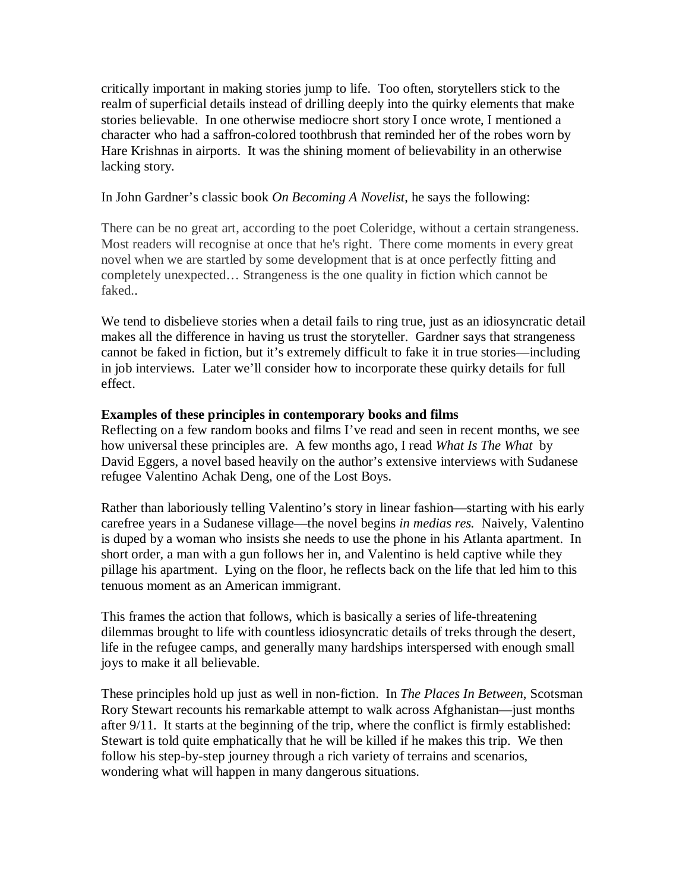critically important in making stories jump to life. Too often, storytellers stick to the realm of superficial details instead of drilling deeply into the quirky elements that make stories believable. In one otherwise mediocre short story I once wrote, I mentioned a character who had a saffron-colored toothbrush that reminded her of the robes worn by Hare Krishnas in airports. It was the shining moment of believability in an otherwise lacking story.

In John Gardner's classic book *On Becoming A Novelist*, he says the following:

> There can be no great art, according to the poet Coleridge, without a certain strangeness. Most readers will recognise at once that he's right. There come moments in every great novel when we are startled by some development that is at once perfectly fitting and completely unexpected… Strangeness is the one quality in fiction which cannot be faked..

We tend to disbelieve stories when a detail fails to ring true, just as an idiosyncratic detail makes all the difference in having us trust the storyteller. Gardner says that strangeness cannot be faked in fiction, but it's extremely difficult to fake it in true stories—including in job interviews. Later we'll consider how to incorporate these quirky details for full effect.

**Examples of these principles in contemporary books and films**

Reflecting on a few random books and films I've read and seen in recent months, we see how universal these principles are. A few months ago, I read *What Is The What* by David Eggers, a novel based heavily on the author's extensive interviews with Sudanese refugee Valentino Achak Deng, one of the Lost Boys.

Rather than laboriously telling Valentino's story in linear fashion—starting with his early carefree years in a Sudanese village—the novel begins *in medias res.* Naively, Valentino is duped by a woman who insists she needs to use the phone in his Atlanta apartment. In short order, a man with a gun follows her in, and Valentino is held captive while they pillage his apartment. Lying on the floor, he reflects back on the life that led him to this tenuous moment as an American immigrant.

This frames the action that follows, which is basically a series of life-threatening dilemmas brought to life with countless idiosyncratic details of treks through the desert, life in the refugee camps, and generally many hardships interspersed with enough small joys to make it all believable.

These principles hold up just as well in non-fiction. In *The Places In Between*, Scotsman Rory Stewart recounts his remarkable attempt to walk across Afghanistan—just months after 9/11. It starts at the beginning of the trip, where the conflict is firmly established: Stewart is told quite emphatically that he will be killed if he makes this trip. We then follow his step-by-step journey through a rich variety of terrains and scenarios, wondering what will happen in many dangerous situations.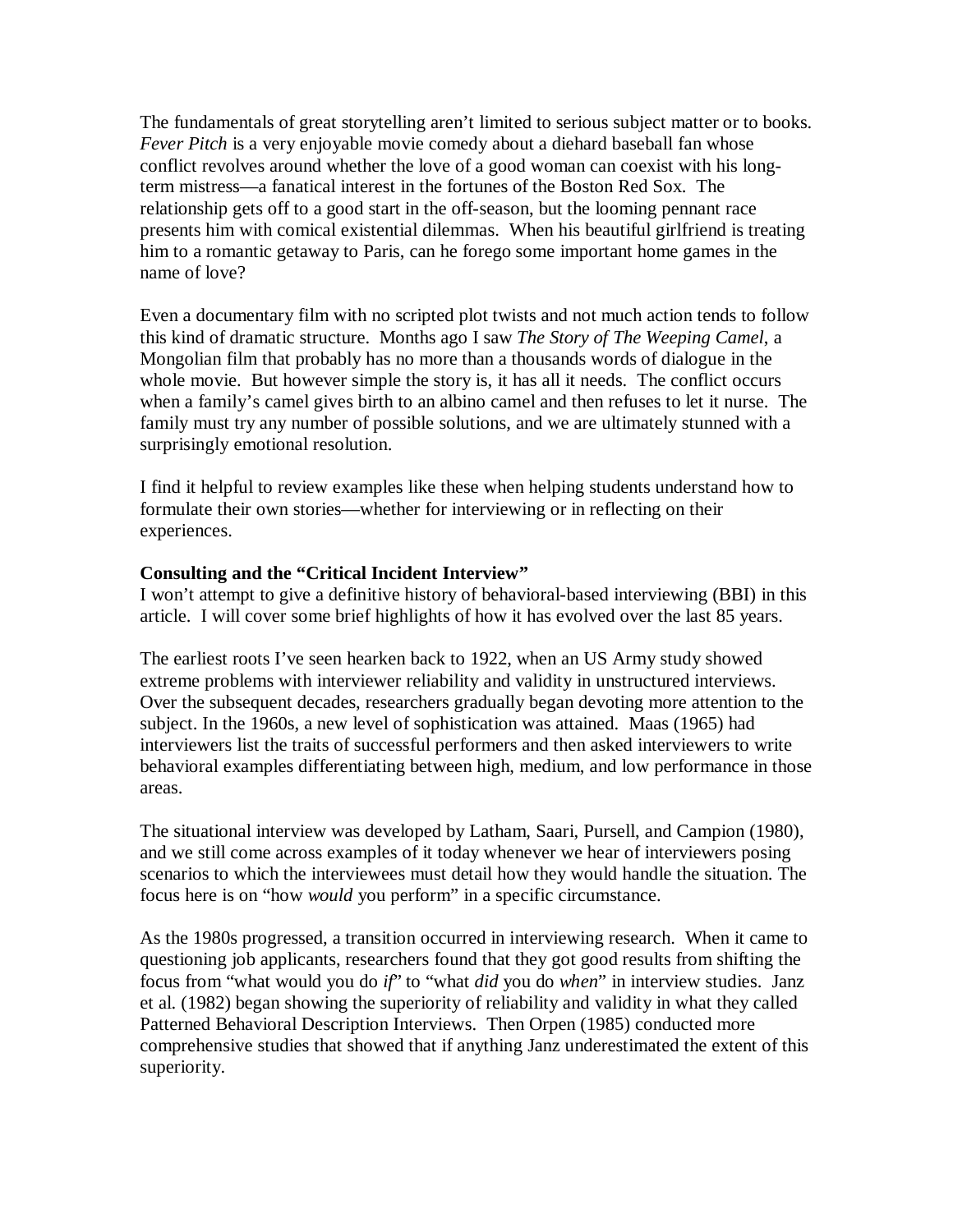The fundamentals of great storytelling aren't limited to serious subject matter or to books. *Fever Pitch* is a very enjoyable movie comedy about a diehard baseball fan whose conflict revolves around whether the love of a good woman can coexist with his long-term mistress—a fanatical interest in the fortunes of the Boston Red Sox. The relationship gets off to a good start in the off-season, but the looming pennant race presents him with comical existential dilemmas. When his beautiful girlfriend is treating him to a romantic getaway to Paris, can he forego some important home games in the name of love?

Even a documentary film with no scripted plot twists and not much action tends to follow this kind of dramatic structure. Months ago I saw *The Story of The Weeping Camel*, a Mongolian film that probably has no more than a thousands words of dialogue in the whole movie. But however simple the story is, it has all it needs. The conflict occurs when a family's camel gives birth to an albino camel and then refuses to let it nurse. The family must try any number of possible solutions, and we are ultimately stunned with a surprisingly emotional resolution.

I find it helpful to review examples like these when helping students understand how to formulate their own stories—whether for interviewing or in reflecting on their experiences.

**Consulting and the "Critical Incident Interview"**

I won't attempt to give a definitive history of behavioral-based interviewing (BBI) in this article. I will cover some brief highlights of how it has evolved over the last 85 years.

The earliest roots I've seen hearken back to 1922, when an US Army study showed extreme problems with interviewer reliability and validity in unstructured interviews. Over the subsequent decades, researchers gradually began devoting more attention to the subject. In the 1960s, a new level of sophistication was attained. Maas (1965) had interviewers list the traits of successful performers and then asked interviewers to write behavioral examples differentiating between high, medium, and low performance in those areas.

The situational interview was developed by Latham, Saari, Pursell, and Campion (1980), and we still come across examples of it today whenever we hear of interviewers posing scenarios to which the interviewees must detail how they would handle the situation. The focus here is on "how *would* you perform" in a specific circumstance.

As the 1980s progressed, a transition occurred in interviewing research. When it came to questioning job applicants, researchers found that they got good results from shifting the focus from "what would you do *if*" to "what *did* you do *when*" in interview studies. Janz et al. (1982) began showing the superiority of reliability and validity in what they called Patterned Behavioral Description Interviews. Then Orpen (1985) conducted more comprehensive studies that showed that if anything Janz underestimated the extent of this superiority.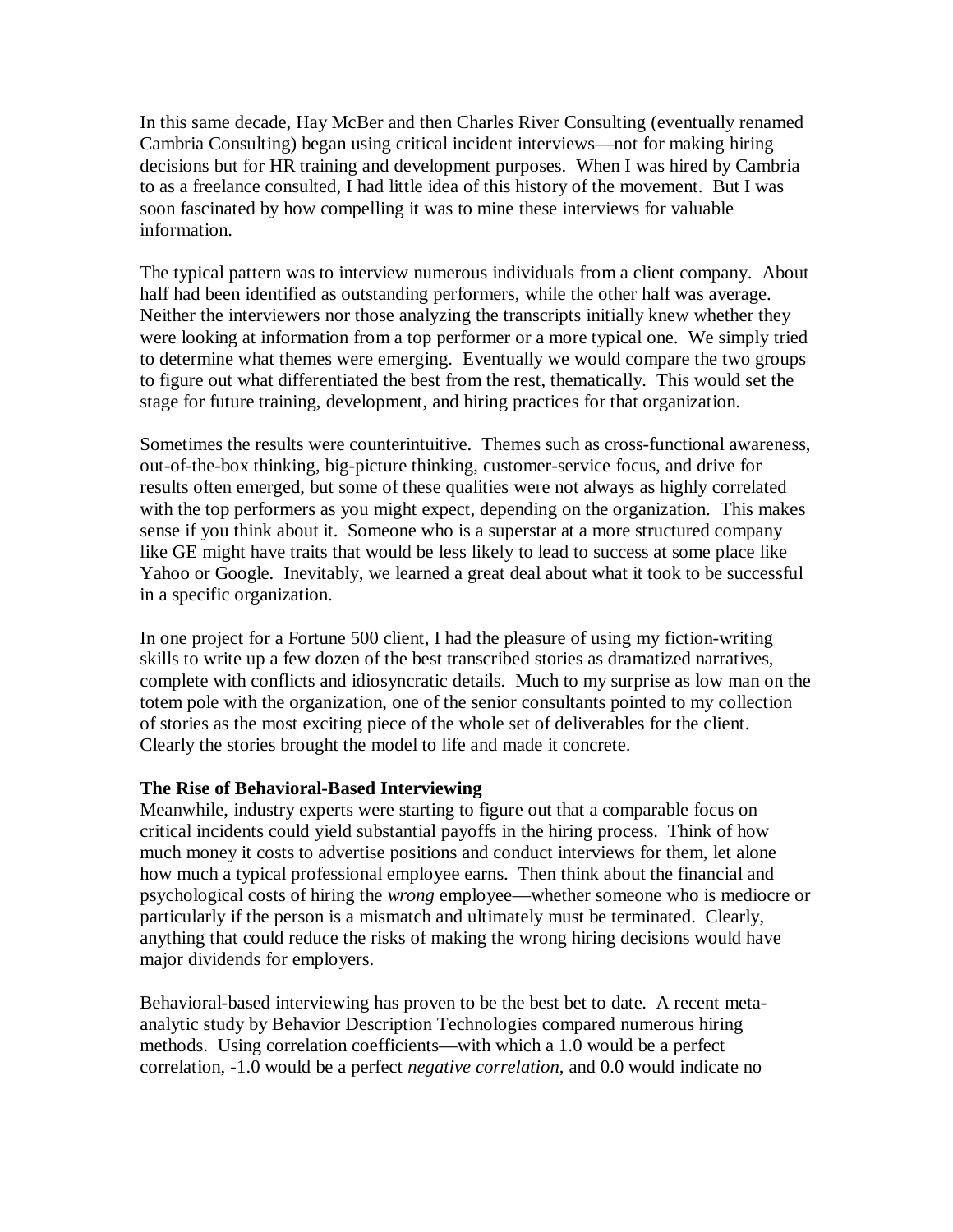In this same decade, Hay McBer and then Charles River Consulting (eventually renamed Cambria Consulting) began using critical incident interviews—not for making hiring decisions but for HR training and development purposes. When I was hired by Cambria to as a freelance consulted, I had little idea of this history of the movement. But I was soon fascinated by how compelling it was to mine these interviews for valuable information.

The typical pattern was to interview numerous individuals from a client company. About half had been identified as outstanding performers, while the other half was average. Neither the interviewers nor those analyzing the transcripts initially knew whether they were looking at information from a top performer or a more typical one. We simply tried to determine what themes were emerging. Eventually we would compare the two groups to figure out what differentiated the best from the rest, thematically. This would set the stage for future training, development, and hiring practices for that organization.

Sometimes the results were counterintuitive. Themes such as cross-functional awareness, out-of-the-box thinking, big-picture thinking, customer-service focus, and drive for results often emerged, but some of these qualities were not always as highly correlated with the top performers as you might expect, depending on the organization. This makes sense if you think about it. Someone who is a superstar at a more structured company like GE might have traits that would be less likely to lead to success at some place like Yahoo or Google. Inevitably, we learned a great deal about what it took to be successful in a specific organization.

In one project for a Fortune 500 client, I had the pleasure of using my fiction-writing skills to write up a few dozen of the best transcribed stories as dramatized narratives, complete with conflicts and idiosyncratic details. Much to my surprise as low man on the totem pole with the organization, one of the senior consultants pointed to my collection of stories as the most exciting piece of the whole set of deliverables for the client. Clearly the stories brought the model to life and made it concrete.

**The Rise of Behavioral-Based Interviewing**

Meanwhile, industry experts were starting to figure out that a comparable focus on critical incidents could yield substantial payoffs in the hiring process. Think of how much money it costs to advertise positions and conduct interviews for them, let alone how much a typical professional employee earns. Then think about the financial and psychological costs of hiring the *wrong* employee—whether someone who is mediocre or particularly if the person is a mismatch and ultimately must be terminated. Clearly, anything that could reduce the risks of making the wrong hiring decisions would have major dividends for employers.

Behavioral-based interviewing has proven to be the best bet to date. A recent meta-analytic study by Behavior Description Technologies compared numerous hiring methods. Using correlation coefficients—with which a 1.0 would be a perfect correlation, -1.0 would be a perfect *negative correlation*, and 0.0 would indicate no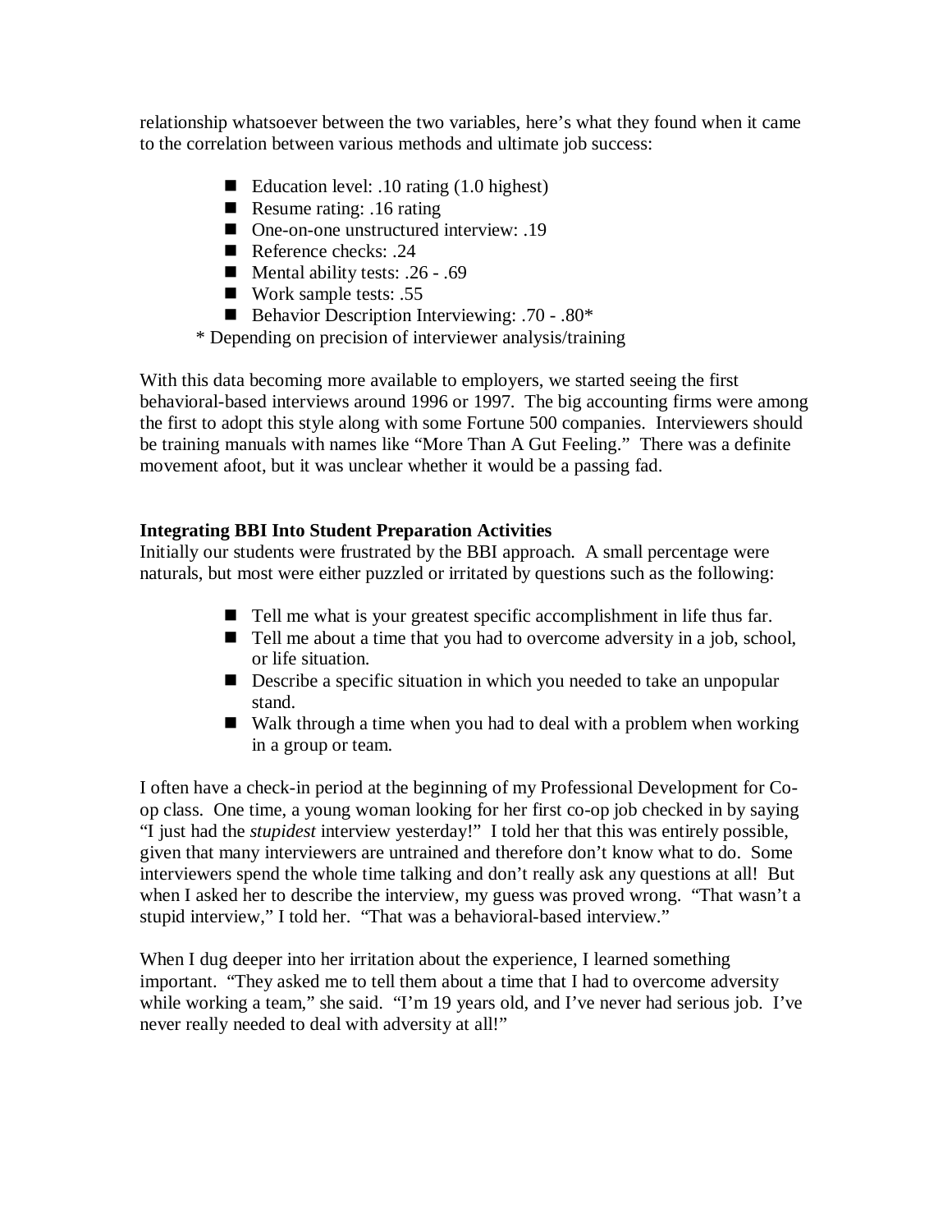relationship whatsoever between the two variables, here's what they found when it came to the correlation between various methods and ultimate job success:

- Education level: .10 rating (1.0 highest)
- Resume rating: .16 rating
- One-on-one unstructured interview: .19
- Reference checks: .24
- Mental ability tests: .26 - .69
- Work sample tests: .55
- Behavior Description Interviewing: .70 - .80*

\* Depending on precision of interviewer analysis/training

With this data becoming more available to employers, we started seeing the first behavioral-based interviews around 1996 or 1997. The big accounting firms were among the first to adopt this style along with some Fortune 500 companies. Interviewers should be training manuals with names like "More Than A Gut Feeling." There was a definite movement afoot, but it was unclear whether it would be a passing fad.

**Integrating BBI Into Student Preparation Activities**

Initially our students were frustrated by the BBI approach. A small percentage were naturals, but most were either puzzled or irritated by questions such as the following:

- Tell me what is your greatest specific accomplishment in life thus far.
- Tell me about a time that you had to overcome adversity in a job, school, or life situation.
- Describe a specific situation in which you needed to take an unpopular stand.
- Walk through a time when you had to deal with a problem when working in a group or team.

I often have a check-in period at the beginning of my Professional Development for Co-op class. One time, a young woman looking for her first co-op job checked in by saying "I just had the *stupidest* interview yesterday!" I told her that this was entirely possible, given that many interviewers are untrained and therefore don't know what to do. Some interviewers spend the whole time talking and don't really ask any questions at all! But when I asked her to describe the interview, my guess was proved wrong. "That wasn't a stupid interview," I told her. "That was a behavioral-based interview."

When I dug deeper into her irritation about the experience, I learned something important. "They asked me to tell them about a time that I had to overcome adversity while working a team," she said. "I'm 19 years old, and I've never had serious job. I've never really needed to deal with adversity at all!"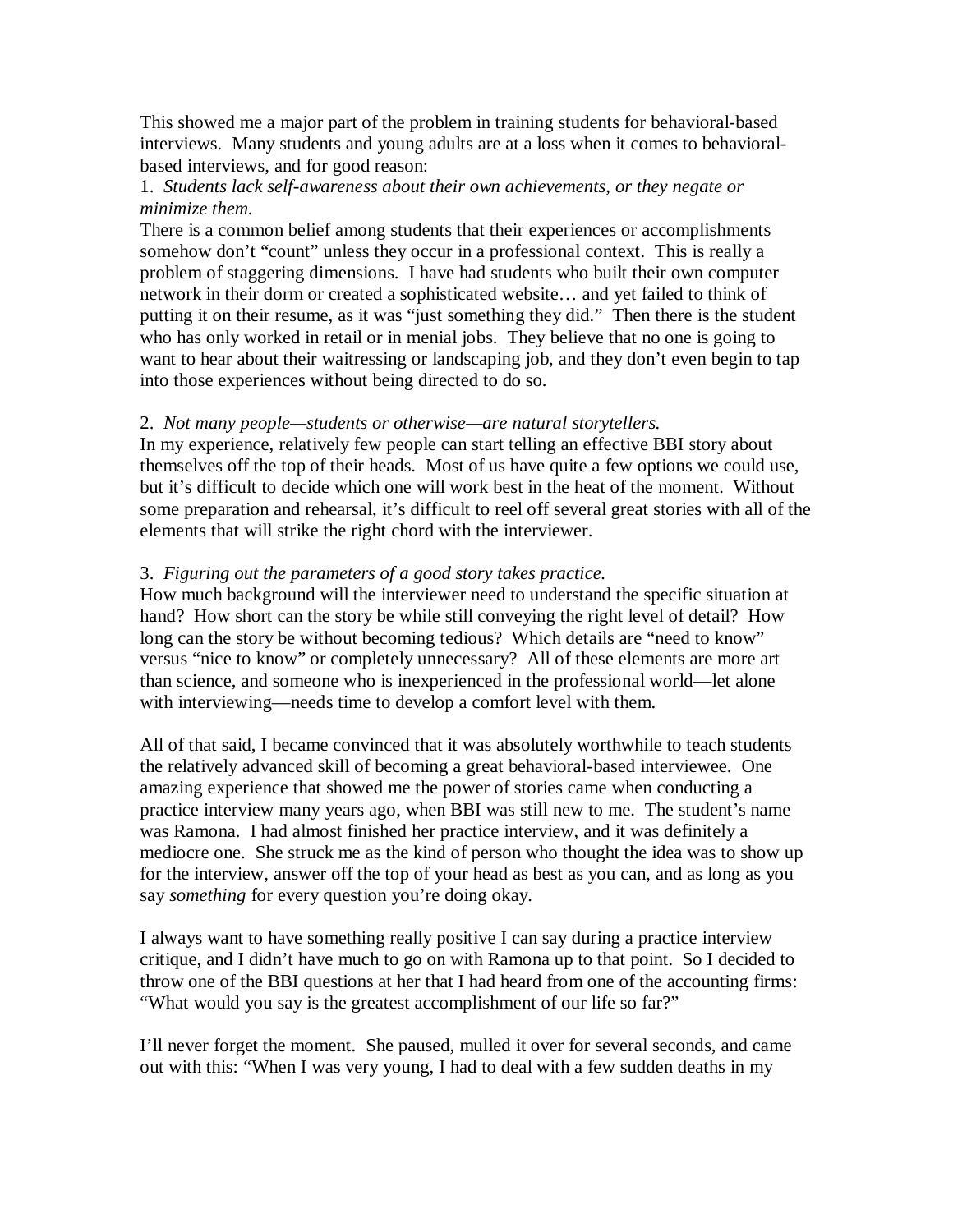This showed me a major part of the problem in training students for behavioral-based interviews. Many students and young adults are at a loss when it comes to behavioral-based interviews, and for good reason:

1. *Students lack self-awareness about their own achievements, or they negate or minimize them.*

There is a common belief among students that their experiences or accomplishments somehow don't "count" unless they occur in a professional context. This is really a problem of staggering dimensions. I have had students who built their own computer network in their dorm or created a sophisticated website… and yet failed to think of putting it on their resume, as it was "just something they did." Then there is the student who has only worked in retail or in menial jobs. They believe that no one is going to want to hear about their waitressing or landscaping job, and they don't even begin to tap into those experiences without being directed to do so.

2. *Not many people—students or otherwise—are natural storytellers.*

In my experience, relatively few people can start telling an effective BBI story about themselves off the top of their heads. Most of us have quite a few options we could use, but it's difficult to decide which one will work best in the heat of the moment. Without some preparation and rehearsal, it's difficult to reel off several great stories with all of the elements that will strike the right chord with the interviewer.

3. *Figuring out the parameters of a good story takes practice.*

How much background will the interviewer need to understand the specific situation at hand? How short can the story be while still conveying the right level of detail? How long can the story be without becoming tedious? Which details are "need to know" versus "nice to know" or completely unnecessary? All of these elements are more art than science, and someone who is inexperienced in the professional world—let alone with interviewing—needs time to develop a comfort level with them.

All of that said, I became convinced that it was absolutely worthwhile to teach students the relatively advanced skill of becoming a great behavioral-based interviewee. One amazing experience that showed me the power of stories came when conducting a practice interview many years ago, when BBI was still new to me. The student's name was Ramona. I had almost finished her practice interview, and it was definitely a mediocre one. She struck me as the kind of person who thought the idea was to show up for the interview, answer off the top of your head as best as you can, and as long as you say *something* for every question you're doing okay.

I always want to have something really positive I can say during a practice interview critique, and I didn't have much to go on with Ramona up to that point. So I decided to throw one of the BBI questions at her that I had heard from one of the accounting firms: "What would you say is the greatest accomplishment of our life so far?"

I'll never forget the moment. She paused, mulled it over for several seconds, and came out with this: "When I was very young, I had to deal with a few sudden deaths in my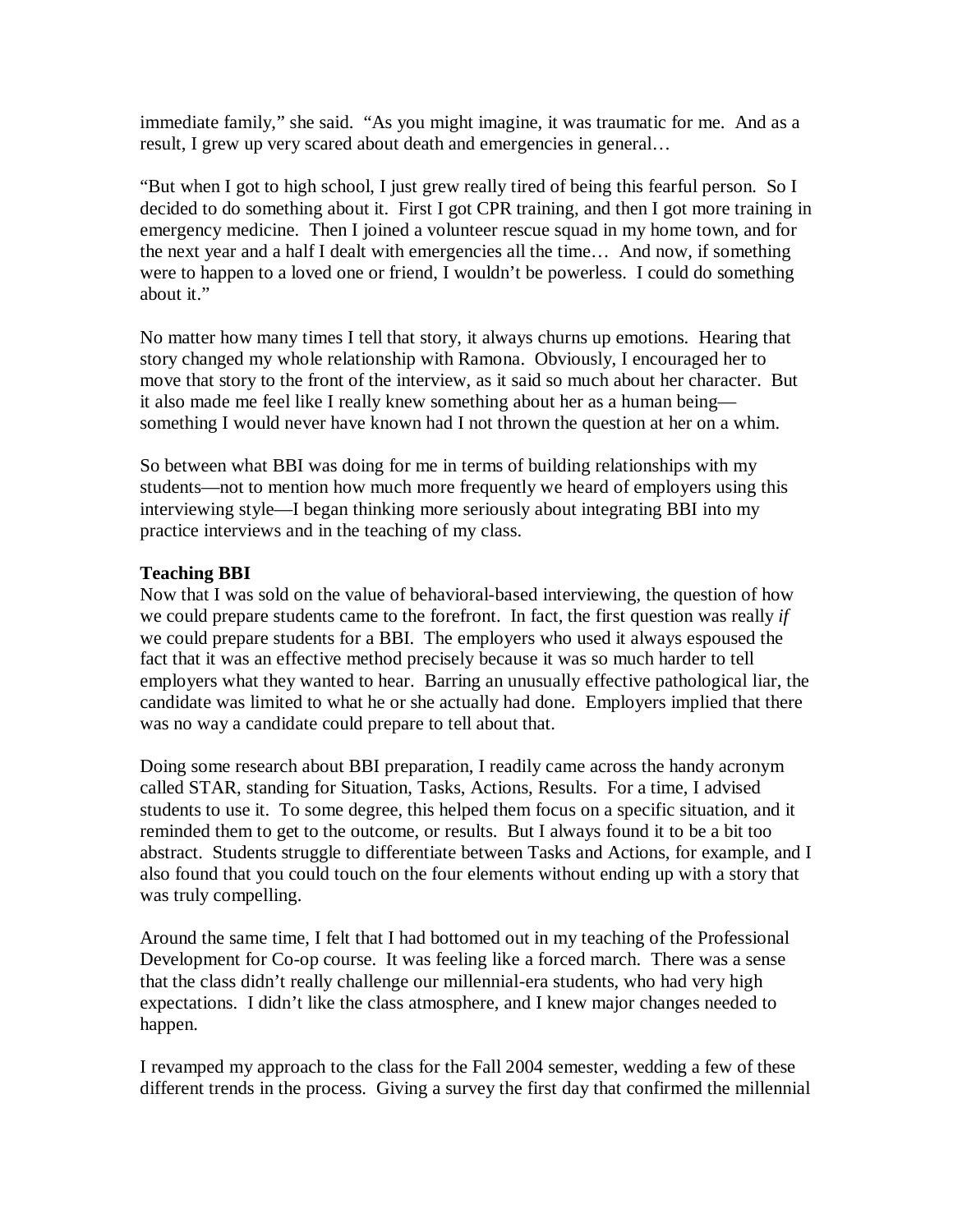immediate family," she said. "As you might imagine, it was traumatic for me. And as a result, I grew up very scared about death and emergencies in general…

"But when I got to high school, I just grew really tired of being this fearful person. So I decided to do something about it. First I got CPR training, and then I got more training in emergency medicine. Then I joined a volunteer rescue squad in my home town, and for the next year and a half I dealt with emergencies all the time… And now, if something were to happen to a loved one or friend, I wouldn't be powerless. I could do something about it."

No matter how many times I tell that story, it always churns up emotions. Hearing that story changed my whole relationship with Ramona. Obviously, I encouraged her to move that story to the front of the interview, as it said so much about her character. But it also made me feel like I really knew something about her as a human being—something I would never have known had I not thrown the question at her on a whim.

So between what BBI was doing for me in terms of building relationships with my students—not to mention how much more frequently we heard of employers using this interviewing style—I began thinking more seriously about integrating BBI into my practice interviews and in the teaching of my class.

**Teaching BBI**

Now that I was sold on the value of behavioral-based interviewing, the question of how we could prepare students came to the forefront. In fact, the first question was really *if* we could prepare students for a BBI. The employers who used it always espoused the fact that it was an effective method precisely because it was so much harder to tell employers what they wanted to hear. Barring an unusually effective pathological liar, the candidate was limited to what he or she actually had done. Employers implied that there was no way a candidate could prepare to tell about that.

Doing some research about BBI preparation, I readily came across the handy acronym called STAR, standing for Situation, Tasks, Actions, Results. For a time, I advised students to use it. To some degree, this helped them focus on a specific situation, and it reminded them to get to the outcome, or results. But I always found it to be a bit too abstract. Students struggle to differentiate between Tasks and Actions, for example, and I also found that you could touch on the four elements without ending up with a story that was truly compelling.

Around the same time, I felt that I had bottomed out in my teaching of the Professional Development for Co-op course. It was feeling like a forced march. There was a sense that the class didn't really challenge our millennial-era students, who had very high expectations. I didn't like the class atmosphere, and I knew major changes needed to happen.

I revamped my approach to the class for the Fall 2004 semester, wedding a few of these different trends in the process. Giving a survey the first day that confirmed the millennial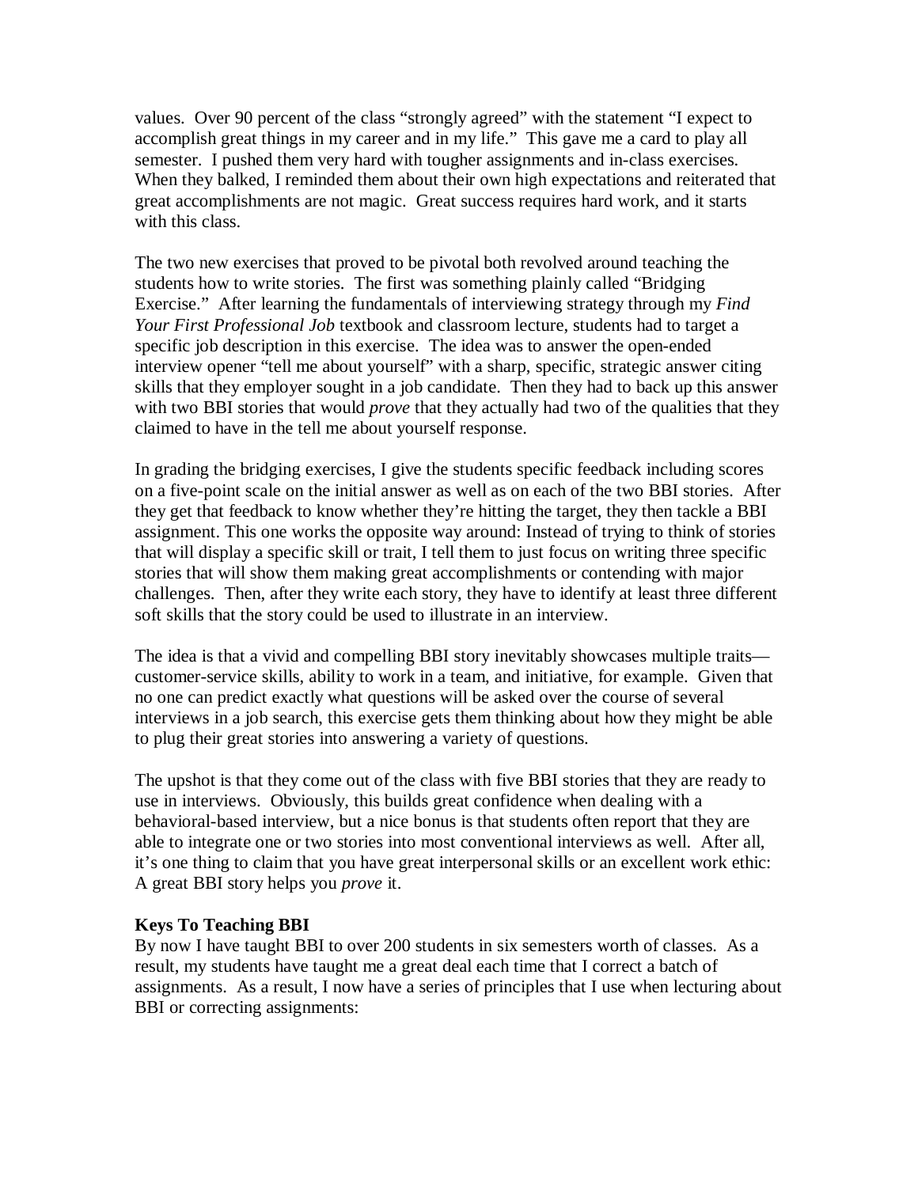values. Over 90 percent of the class "strongly agreed" with the statement "I expect to accomplish great things in my career and in my life." This gave me a card to play all semester. I pushed them very hard with tougher assignments and in-class exercises. When they balked, I reminded them about their own high expectations and reiterated that great accomplishments are not magic. Great success requires hard work, and it starts with this class.

The two new exercises that proved to be pivotal both revolved around teaching the students how to write stories. The first was something plainly called "Bridging Exercise." After learning the fundamentals of interviewing strategy through my *Find Your First Professional Job* textbook and classroom lecture, students had to target a specific job description in this exercise. The idea was to answer the open-ended interview opener "tell me about yourself" with a sharp, specific, strategic answer citing skills that they employer sought in a job candidate. Then they had to back up this answer with two BBI stories that would *prove* that they actually had two of the qualities that they claimed to have in the tell me about yourself response.

In grading the bridging exercises, I give the students specific feedback including scores on a five-point scale on the initial answer as well as on each of the two BBI stories. After they get that feedback to know whether they're hitting the target, they then tackle a BBI assignment. This one works the opposite way around: Instead of trying to think of stories that will display a specific skill or trait, I tell them to just focus on writing three specific stories that will show them making great accomplishments or contending with major challenges. Then, after they write each story, they have to identify at least three different soft skills that the story could be used to illustrate in an interview.

The idea is that a vivid and compelling BBI story inevitably showcases multiple traits—customer-service skills, ability to work in a team, and initiative, for example. Given that no one can predict exactly what questions will be asked over the course of several interviews in a job search, this exercise gets them thinking about how they might be able to plug their great stories into answering a variety of questions.

The upshot is that they come out of the class with five BBI stories that they are ready to use in interviews. Obviously, this builds great confidence when dealing with a behavioral-based interview, but a nice bonus is that students often report that they are able to integrate one or two stories into most conventional interviews as well. After all, it's one thing to claim that you have great interpersonal skills or an excellent work ethic: A great BBI story helps you *prove* it.

**Keys To Teaching BBI**

By now I have taught BBI to over 200 students in six semesters worth of classes. As a result, my students have taught me a great deal each time that I correct a batch of assignments. As a result, I now have a series of principles that I use when lecturing about BBI or correcting assignments: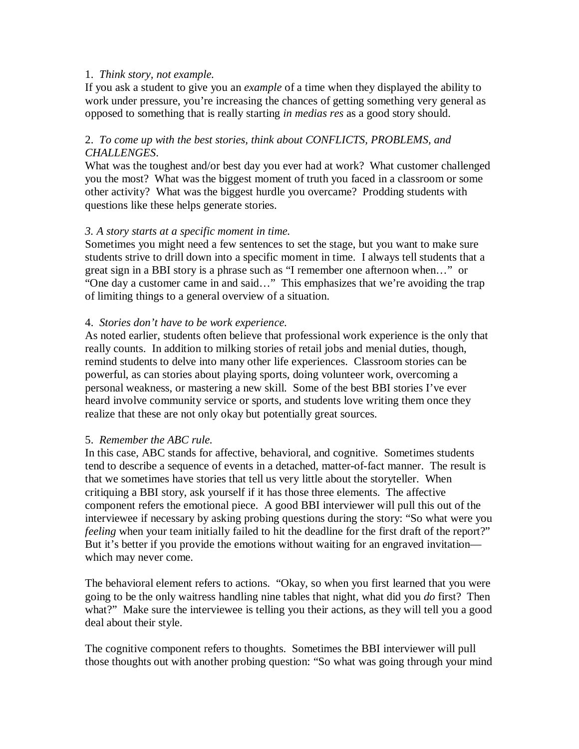1. *Think story, not example.*

If you ask a student to give you an *example* of a time when they displayed the ability to work under pressure, you're increasing the chances of getting something very general as opposed to something that is really starting *in medias res* as a good story should.

2. *To come up with the best stories, think about CONFLICTS, PROBLEMS, and CHALLENGES*.

What was the toughest and/or best day you ever had at work? What customer challenged you the most? What was the biggest moment of truth you faced in a classroom or some other activity? What was the biggest hurdle you overcame? Prodding students with questions like these helps generate stories.

*3. A story starts at a specific moment in time.*

Sometimes you might need a few sentences to set the stage, but you want to make sure students strive to drill down into a specific moment in time. I always tell students that a great sign in a BBI story is a phrase such as "I remember one afternoon when…" or "One day a customer came in and said…" This emphasizes that we're avoiding the trap of limiting things to a general overview of a situation.

4. *Stories don't have to be work experience.*

As noted earlier, students often believe that professional work experience is the only that really counts. In addition to milking stories of retail jobs and menial duties, though, remind students to delve into many other life experiences. Classroom stories can be powerful, as can stories about playing sports, doing volunteer work, overcoming a personal weakness, or mastering a new skill. Some of the best BBI stories I've ever heard involve community service or sports, and students love writing them once they realize that these are not only okay but potentially great sources.

5. *Remember the ABC rule.*

In this case, ABC stands for affective, behavioral, and cognitive. Sometimes students tend to describe a sequence of events in a detached, matter-of-fact manner. The result is that we sometimes have stories that tell us very little about the storyteller. When critiquing a BBI story, ask yourself if it has those three elements. The affective component refers the emotional piece. A good BBI interviewer will pull this out of the interviewee if necessary by asking probing questions during the story: "So what were you *feeling* when your team initially failed to hit the deadline for the first draft of the report?" But it's better if you provide the emotions without waiting for an engraved invitation—which may never come.

The behavioral element refers to actions. "Okay, so when you first learned that you were going to be the only waitress handling nine tables that night, what did you *do* first? Then what?" Make sure the interviewee is telling you their actions, as they will tell you a good deal about their style.

The cognitive component refers to thoughts. Sometimes the BBI interviewer will pull those thoughts out with another probing question: "So what was going through your mind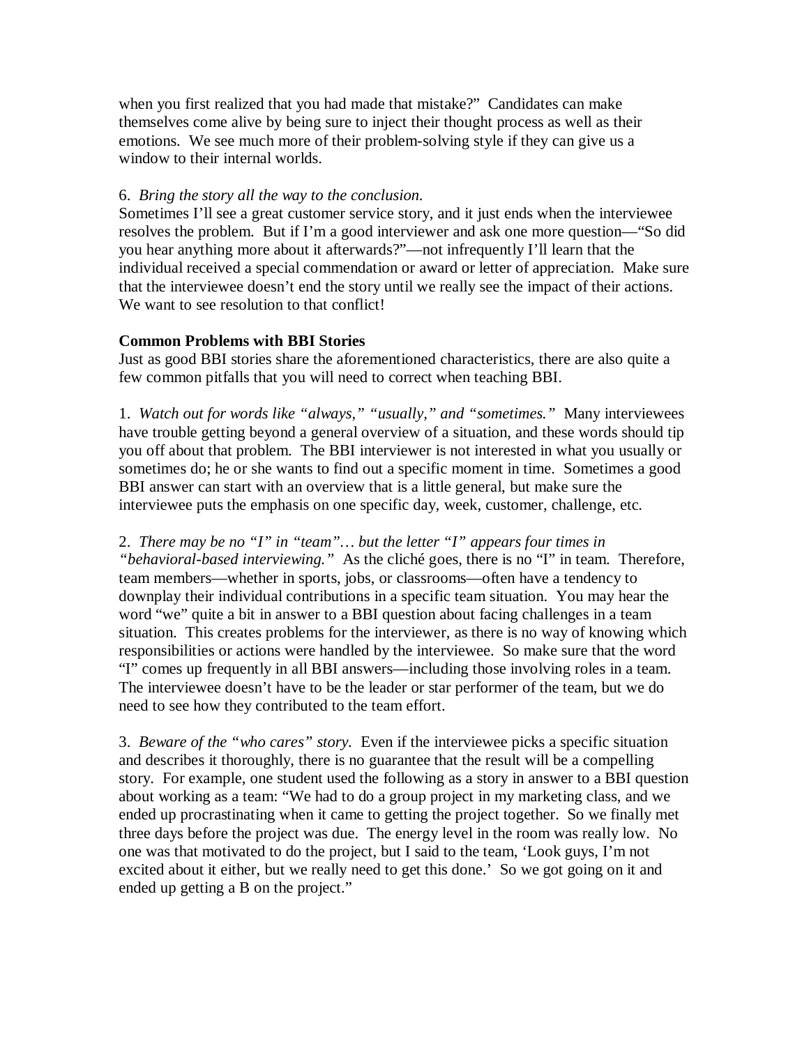when you first realized that you had made that mistake?" Candidates can make themselves come alive by being sure to inject their thought process as well as their emotions. We see much more of their problem-solving style if they can give us a window to their internal worlds.

6. *Bring the story all the way to the conclusion.*
Sometimes I'll see a great customer service story, and it just ends when the interviewee resolves the problem. But if I'm a good interviewer and ask one more question—"So did you hear anything more about it afterwards?"—not infrequently I'll learn that the individual received a special commendation or award or letter of appreciation. Make sure that the interviewee doesn't end the story until we really see the impact of their actions. We want to see resolution to that conflict!

**Common Problems with BBI Stories**
Just as good BBI stories share the aforementioned characteristics, there are also quite a few common pitfalls that you will need to correct when teaching BBI.

1. *Watch out for words like "always," "usually," and "sometimes."* Many interviewees have trouble getting beyond a general overview of a situation, and these words should tip you off about that problem. The BBI interviewer is not interested in what you usually or sometimes do; he or she wants to find out a specific moment in time. Sometimes a good BBI answer can start with an overview that is a little general, but make sure the interviewee puts the emphasis on one specific day, week, customer, challenge, etc.

2. *There may be no "I" in "team"… but the letter "I" appears four times in "behavioral-based interviewing."* As the cliché goes, there is no "I" in team. Therefore, team members—whether in sports, jobs, or classrooms—often have a tendency to downplay their individual contributions in a specific team situation. You may hear the word "we" quite a bit in answer to a BBI question about facing challenges in a team situation. This creates problems for the interviewer, as there is no way of knowing which responsibilities or actions were handled by the interviewee. So make sure that the word "I" comes up frequently in all BBI answers—including those involving roles in a team. The interviewee doesn't have to be the leader or star performer of the team, but we do need to see how they contributed to the team effort.

3. *Beware of the "who cares" story.* Even if the interviewee picks a specific situation and describes it thoroughly, there is no guarantee that the result will be a compelling story. For example, one student used the following as a story in answer to a BBI question about working as a team: "We had to do a group project in my marketing class, and we ended up procrastinating when it came to getting the project together. So we finally met three days before the project was due. The energy level in the room was really low. No one was that motivated to do the project, but I said to the team, 'Look guys, I'm not excited about it either, but we really need to get this done.' So we got going on it and ended up getting a B on the project."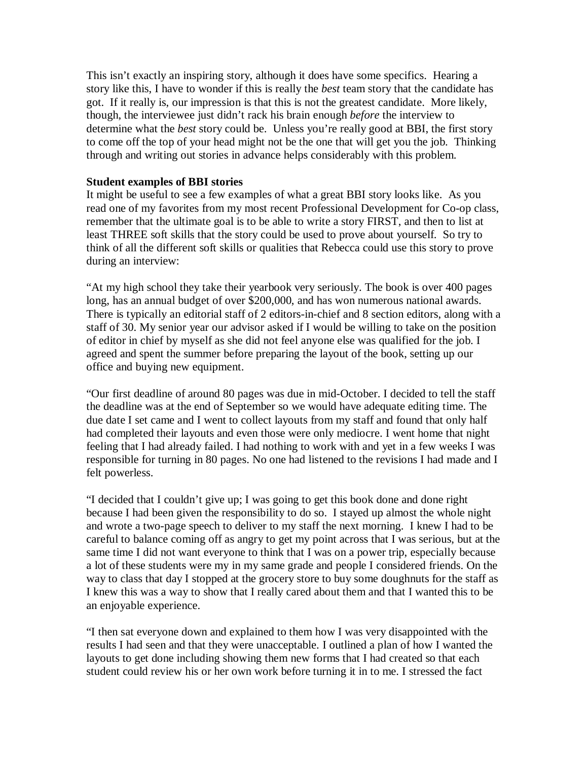This isn't exactly an inspiring story, although it does have some specifics. Hearing a story like this, I have to wonder if this is really the *best* team story that the candidate has got. If it really is, our impression is that this is not the greatest candidate. More likely, though, the interviewee just didn't rack his brain enough *before* the interview to determine what the *best* story could be. Unless you're really good at BBI, the first story to come off the top of your head might not be the one that will get you the job. Thinking through and writing out stories in advance helps considerably with this problem.

**Student examples of BBI stories**

It might be useful to see a few examples of what a great BBI story looks like. As you read one of my favorites from my most recent Professional Development for Co-op class, remember that the ultimate goal is to be able to write a story FIRST, and then to list at least THREE soft skills that the story could be used to prove about yourself. So try to think of all the different soft skills or qualities that Rebecca could use this story to prove during an interview:

"At my high school they take their yearbook very seriously. The book is over 400 pages long, has an annual budget of over $200,000, and has won numerous national awards. There is typically an editorial staff of 2 editors-in-chief and 8 section editors, along with a staff of 30. My senior year our advisor asked if I would be willing to take on the position of editor in chief by myself as she did not feel anyone else was qualified for the job. I agreed and spent the summer before preparing the layout of the book, setting up our office and buying new equipment.

"Our first deadline of around 80 pages was due in mid-October. I decided to tell the staff the deadline was at the end of September so we would have adequate editing time. The due date I set came and I went to collect layouts from my staff and found that only half had completed their layouts and even those were only mediocre. I went home that night feeling that I had already failed. I had nothing to work with and yet in a few weeks I was responsible for turning in 80 pages. No one had listened to the revisions I had made and I felt powerless.

"I decided that I couldn't give up; I was going to get this book done and done right because I had been given the responsibility to do so. I stayed up almost the whole night and wrote a two-page speech to deliver to my staff the next morning. I knew I had to be careful to balance coming off as angry to get my point across that I was serious, but at the same time I did not want everyone to think that I was on a power trip, especially because a lot of these students were my in my same grade and people I considered friends. On the way to class that day I stopped at the grocery store to buy some doughnuts for the staff as I knew this was a way to show that I really cared about them and that I wanted this to be an enjoyable experience.

"I then sat everyone down and explained to them how I was very disappointed with the results I had seen and that they were unacceptable. I outlined a plan of how I wanted the layouts to get done including showing them new forms that I had created so that each student could review his or her own work before turning it in to me. I stressed the fact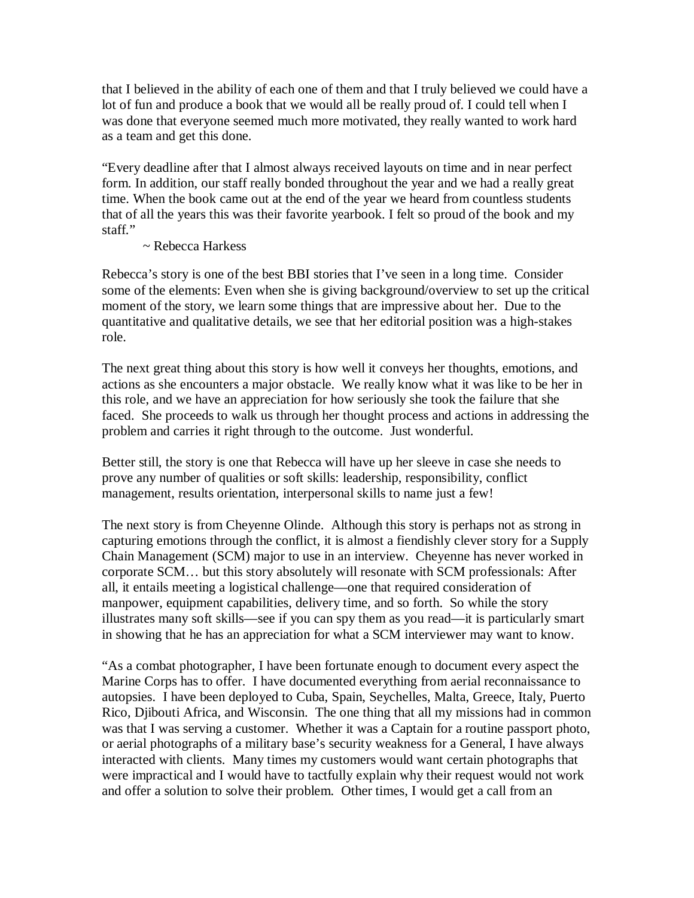that I believed in the ability of each one of them and that I truly believed we could have a lot of fun and produce a book that we would all be really proud of. I could tell when I was done that everyone seemed much more motivated, they really wanted to work hard as a team and get this done.

"Every deadline after that I almost always received layouts on time and in near perfect form. In addition, our staff really bonded throughout the year and we had a really great time. When the book came out at the end of the year we heard from countless students that of all the years this was their favorite yearbook. I felt so proud of the book and my staff."

~ Rebecca Harkess

Rebecca's story is one of the best BBI stories that I've seen in a long time. Consider some of the elements: Even when she is giving background/overview to set up the critical moment of the story, we learn some things that are impressive about her. Due to the quantitative and qualitative details, we see that her editorial position was a high-stakes role.

The next great thing about this story is how well it conveys her thoughts, emotions, and actions as she encounters a major obstacle. We really know what it was like to be her in this role, and we have an appreciation for how seriously she took the failure that she faced. She proceeds to walk us through her thought process and actions in addressing the problem and carries it right through to the outcome. Just wonderful.

Better still, the story is one that Rebecca will have up her sleeve in case she needs to prove any number of qualities or soft skills: leadership, responsibility, conflict management, results orientation, interpersonal skills to name just a few!

The next story is from Cheyenne Olinde. Although this story is perhaps not as strong in capturing emotions through the conflict, it is almost a fiendishly clever story for a Supply Chain Management (SCM) major to use in an interview. Cheyenne has never worked in corporate SCM… but this story absolutely will resonate with SCM professionals: After all, it entails meeting a logistical challenge—one that required consideration of manpower, equipment capabilities, delivery time, and so forth. So while the story illustrates many soft skills—see if you can spy them as you read—it is particularly smart in showing that he has an appreciation for what a SCM interviewer may want to know.

"As a combat photographer, I have been fortunate enough to document every aspect the Marine Corps has to offer. I have documented everything from aerial reconnaissance to autopsies. I have been deployed to Cuba, Spain, Seychelles, Malta, Greece, Italy, Puerto Rico, Djibouti Africa, and Wisconsin. The one thing that all my missions had in common was that I was serving a customer. Whether it was a Captain for a routine passport photo, or aerial photographs of a military base's security weakness for a General, I have always interacted with clients. Many times my customers would want certain photographs that were impractical and I would have to tactfully explain why their request would not work and offer a solution to solve their problem. Other times, I would get a call from an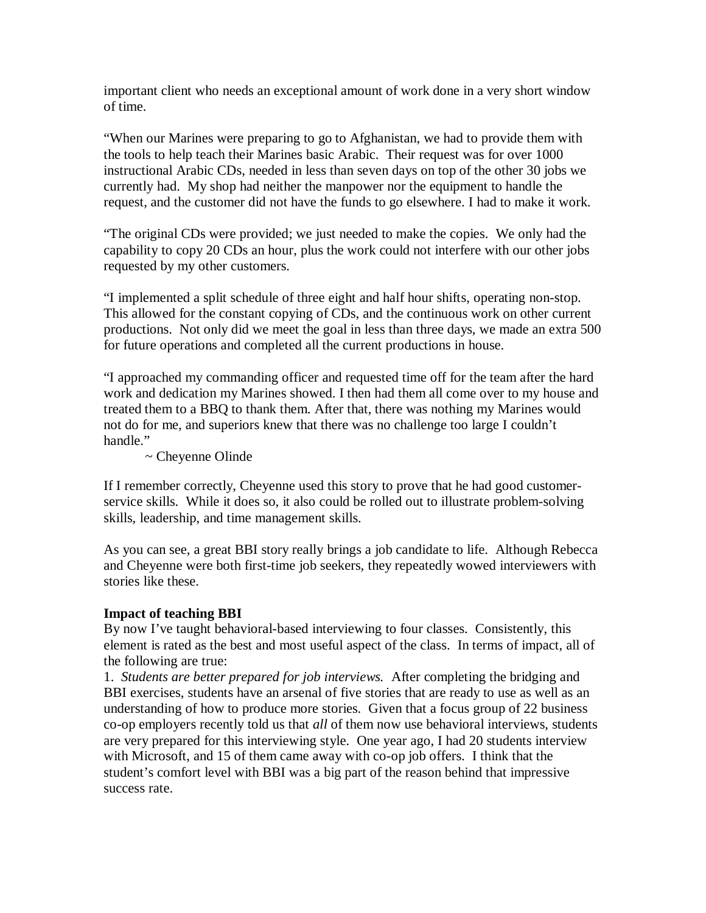important client who needs an exceptional amount of work done in a very short window of time.

"When our Marines were preparing to go to Afghanistan, we had to provide them with the tools to help teach their Marines basic Arabic. Their request was for over 1000 instructional Arabic CDs, needed in less than seven days on top of the other 30 jobs we currently had. My shop had neither the manpower nor the equipment to handle the request, and the customer did not have the funds to go elsewhere. I had to make it work.

"The original CDs were provided; we just needed to make the copies. We only had the capability to copy 20 CDs an hour, plus the work could not interfere with our other jobs requested by my other customers.

"I implemented a split schedule of three eight and half hour shifts, operating non-stop. This allowed for the constant copying of CDs, and the continuous work on other current productions. Not only did we meet the goal in less than three days, we made an extra 500 for future operations and completed all the current productions in house.

"I approached my commanding officer and requested time off for the team after the hard work and dedication my Marines showed. I then had them all come over to my house and treated them to a BBQ to thank them. After that, there was nothing my Marines would not do for me, and superiors knew that there was no challenge too large I couldn't handle."

~ Cheyenne Olinde

If I remember correctly, Cheyenne used this story to prove that he had good customer-service skills. While it does so, it also could be rolled out to illustrate problem-solving skills, leadership, and time management skills.

As you can see, a great BBI story really brings a job candidate to life. Although Rebecca and Cheyenne were both first-time job seekers, they repeatedly wowed interviewers with stories like these.

**Impact of teaching BBI**

By now I've taught behavioral-based interviewing to four classes. Consistently, this element is rated as the best and most useful aspect of the class. In terms of impact, all of the following are true:

1. *Students are better prepared for job interviews.* After completing the bridging and BBI exercises, students have an arsenal of five stories that are ready to use as well as an understanding of how to produce more stories. Given that a focus group of 22 business co-op employers recently told us that *all* of them now use behavioral interviews, students are very prepared for this interviewing style. One year ago, I had 20 students interview with Microsoft, and 15 of them came away with co-op job offers. I think that the student's comfort level with BBI was a big part of the reason behind that impressive success rate.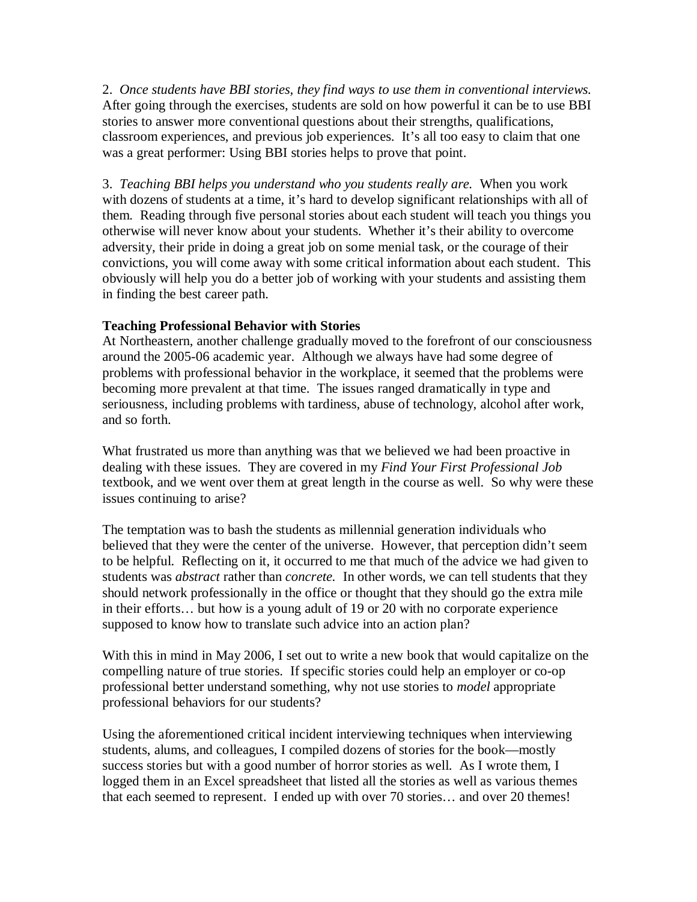2. *Once students have BBI stories, they find ways to use them in conventional interviews.* After going through the exercises, students are sold on how powerful it can be to use BBI stories to answer more conventional questions about their strengths, qualifications, classroom experiences, and previous job experiences. It's all too easy to claim that one was a great performer: Using BBI stories helps to prove that point.

3. *Teaching BBI helps you understand who you students really are.* When you work with dozens of students at a time, it's hard to develop significant relationships with all of them. Reading through five personal stories about each student will teach you things you otherwise will never know about your students. Whether it's their ability to overcome adversity, their pride in doing a great job on some menial task, or the courage of their convictions, you will come away with some critical information about each student. This obviously will help you do a better job of working with your students and assisting them in finding the best career path.

**Teaching Professional Behavior with Stories**

At Northeastern, another challenge gradually moved to the forefront of our consciousness around the 2005-06 academic year. Although we always have had some degree of problems with professional behavior in the workplace, it seemed that the problems were becoming more prevalent at that time. The issues ranged dramatically in type and seriousness, including problems with tardiness, abuse of technology, alcohol after work, and so forth.

What frustrated us more than anything was that we believed we had been proactive in dealing with these issues. They are covered in my *Find Your First Professional Job* textbook, and we went over them at great length in the course as well. So why were these issues continuing to arise?

The temptation was to bash the students as millennial generation individuals who believed that they were the center of the universe. However, that perception didn't seem to be helpful. Reflecting on it, it occurred to me that much of the advice we had given to students was *abstract* rather than *concrete.* In other words, we can tell students that they should network professionally in the office or thought that they should go the extra mile in their efforts… but how is a young adult of 19 or 20 with no corporate experience supposed to know how to translate such advice into an action plan?

With this in mind in May 2006, I set out to write a new book that would capitalize on the compelling nature of true stories. If specific stories could help an employer or co-op professional better understand something, why not use stories to *model* appropriate professional behaviors for our students?

Using the aforementioned critical incident interviewing techniques when interviewing students, alums, and colleagues, I compiled dozens of stories for the book—mostly success stories but with a good number of horror stories as well. As I wrote them, I logged them in an Excel spreadsheet that listed all the stories as well as various themes that each seemed to represent. I ended up with over 70 stories… and over 20 themes!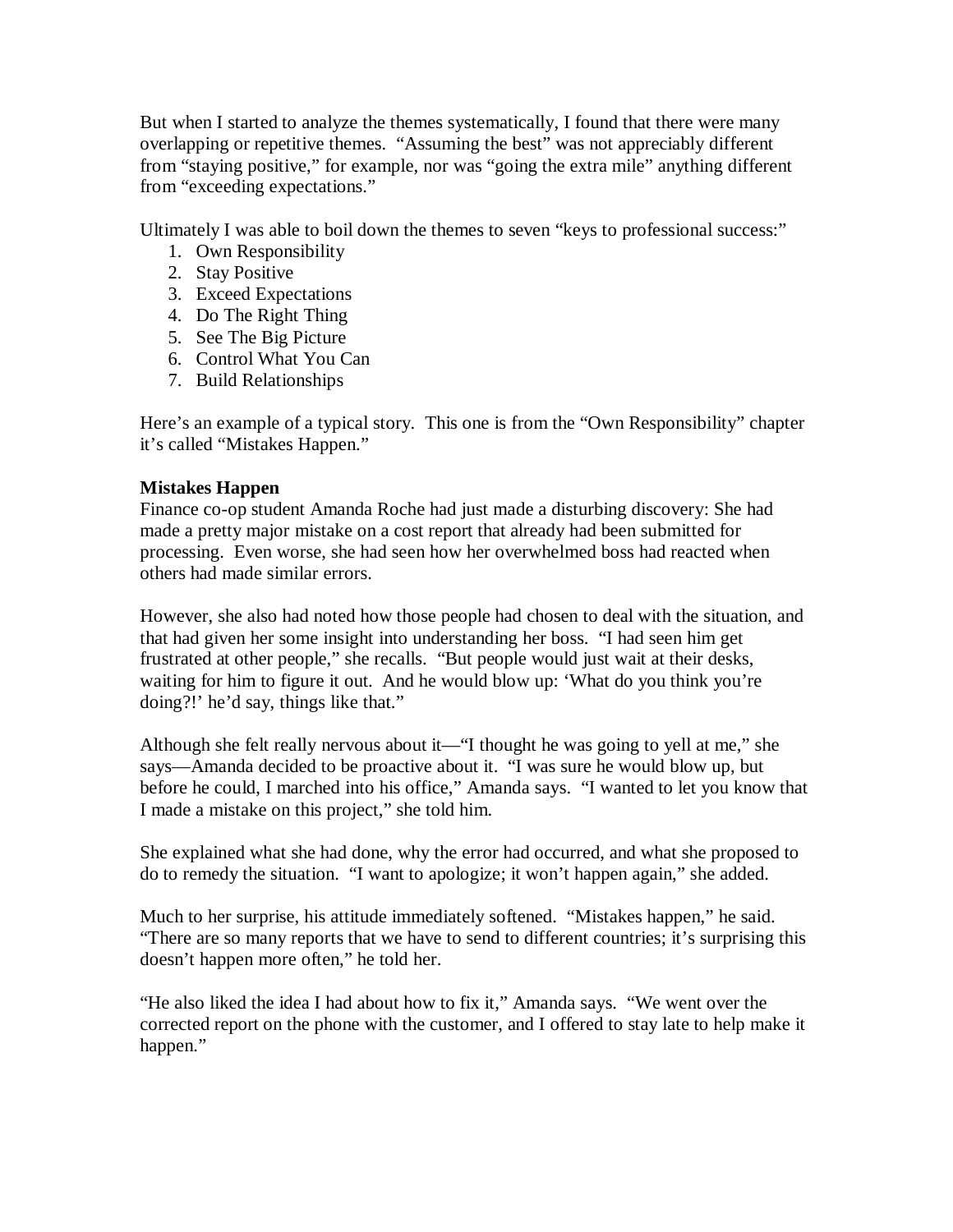But when I started to analyze the themes systematically, I found that there were many overlapping or repetitive themes. "Assuming the best" was not appreciably different from "staying positive," for example, nor was "going the extra mile" anything different from "exceeding expectations."

Ultimately I was able to boil down the themes to seven "keys to professional success:"

1. Own Responsibility
2. Stay Positive
3. Exceed Expectations
4. Do The Right Thing
5. See The Big Picture
6. Control What You Can
7. Build Relationships

Here's an example of a typical story. This one is from the "Own Responsibility" chapter it's called "Mistakes Happen."

**Mistakes Happen**

Finance co-op student Amanda Roche had just made a disturbing discovery: She had made a pretty major mistake on a cost report that already had been submitted for processing. Even worse, she had seen how her overwhelmed boss had reacted when others had made similar errors.

However, she also had noted how those people had chosen to deal with the situation, and that had given her some insight into understanding her boss. "I had seen him get frustrated at other people," she recalls. "But people would just wait at their desks, waiting for him to figure it out. And he would blow up: 'What do you think you're doing?!' he'd say, things like that."

Although she felt really nervous about it—"I thought he was going to yell at me," she says—Amanda decided to be proactive about it. "I was sure he would blow up, but before he could, I marched into his office," Amanda says. "I wanted to let you know that I made a mistake on this project," she told him.

She explained what she had done, why the error had occurred, and what she proposed to do to remedy the situation. "I want to apologize; it won't happen again," she added.

Much to her surprise, his attitude immediately softened. "Mistakes happen," he said. "There are so many reports that we have to send to different countries; it's surprising this doesn't happen more often," he told her.

"He also liked the idea I had about how to fix it," Amanda says. "We went over the corrected report on the phone with the customer, and I offered to stay late to help make it happen."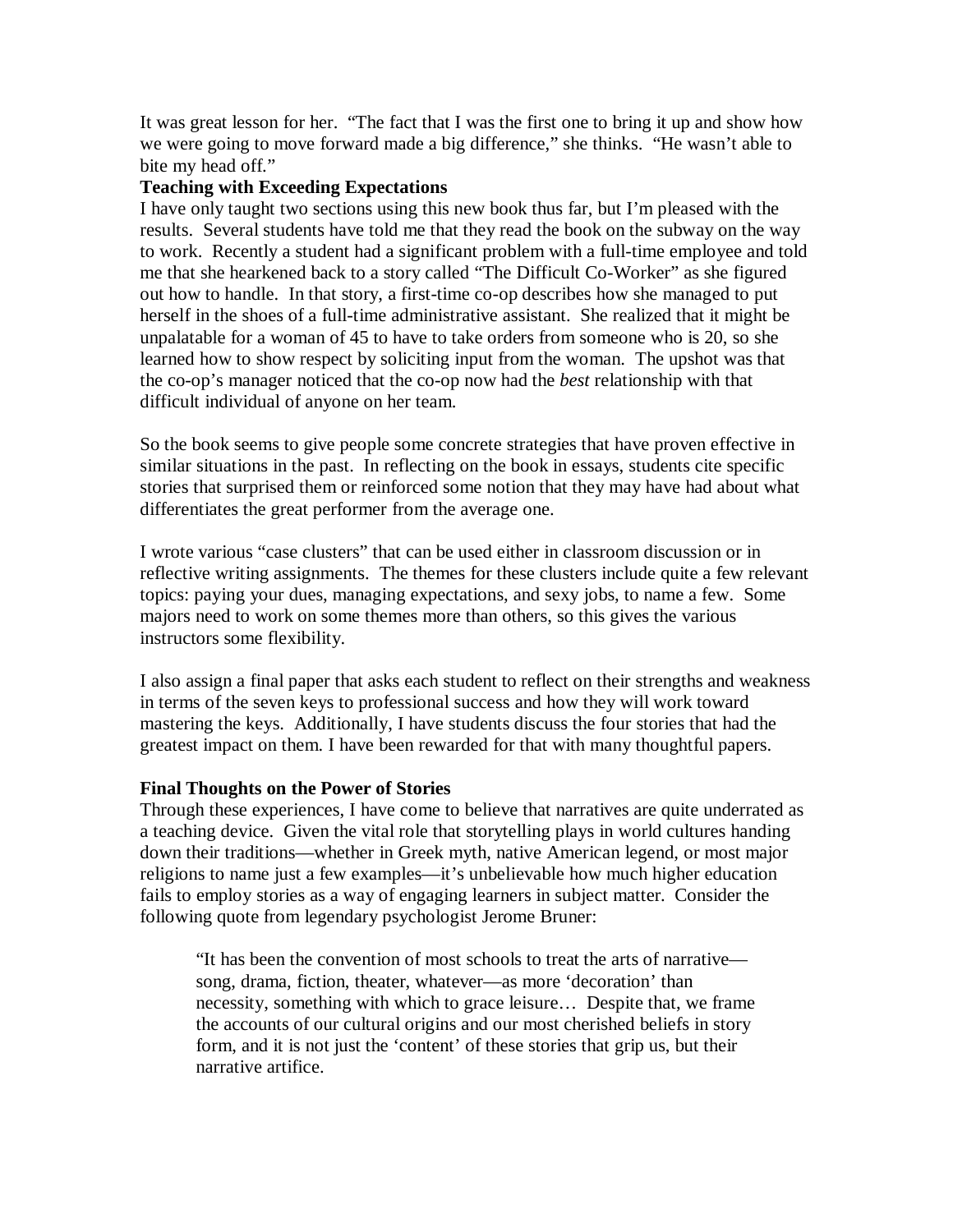It was great lesson for her. "The fact that I was the first one to bring it up and show how we were going to move forward made a big difference," she thinks. "He wasn't able to bite my head off."

**Teaching with Exceeding Expectations**

I have only taught two sections using this new book thus far, but I'm pleased with the results. Several students have told me that they read the book on the subway on the way to work. Recently a student had a significant problem with a full-time employee and told me that she hearkened back to a story called "The Difficult Co-Worker" as she figured out how to handle. In that story, a first-time co-op describes how she managed to put herself in the shoes of a full-time administrative assistant. She realized that it might be unpalatable for a woman of 45 to have to take orders from someone who is 20, so she learned how to show respect by soliciting input from the woman. The upshot was that the co-op's manager noticed that the co-op now had the *best* relationship with that difficult individual of anyone on her team.

So the book seems to give people some concrete strategies that have proven effective in similar situations in the past. In reflecting on the book in essays, students cite specific stories that surprised them or reinforced some notion that they may have had about what differentiates the great performer from the average one.

I wrote various "case clusters" that can be used either in classroom discussion or in reflective writing assignments. The themes for these clusters include quite a few relevant topics: paying your dues, managing expectations, and sexy jobs, to name a few. Some majors need to work on some themes more than others, so this gives the various instructors some flexibility.

I also assign a final paper that asks each student to reflect on their strengths and weakness in terms of the seven keys to professional success and how they will work toward mastering the keys. Additionally, I have students discuss the four stories that had the greatest impact on them. I have been rewarded for that with many thoughtful papers.

**Final Thoughts on the Power of Stories**

Through these experiences, I have come to believe that narratives are quite underrated as a teaching device. Given the vital role that storytelling plays in world cultures handing down their traditions—whether in Greek myth, native American legend, or most major religions to name just a few examples—it's unbelievable how much higher education fails to employ stories as a way of engaging learners in subject matter. Consider the following quote from legendary psychologist Jerome Bruner:

> "It has been the convention of most schools to treat the arts of narrative—song, drama, fiction, theater, whatever—as more 'decoration' than necessity, something with which to grace leisure… Despite that, we frame the accounts of our cultural origins and our most cherished beliefs in story form, and it is not just the 'content' of these stories that grip us, but their narrative artifice.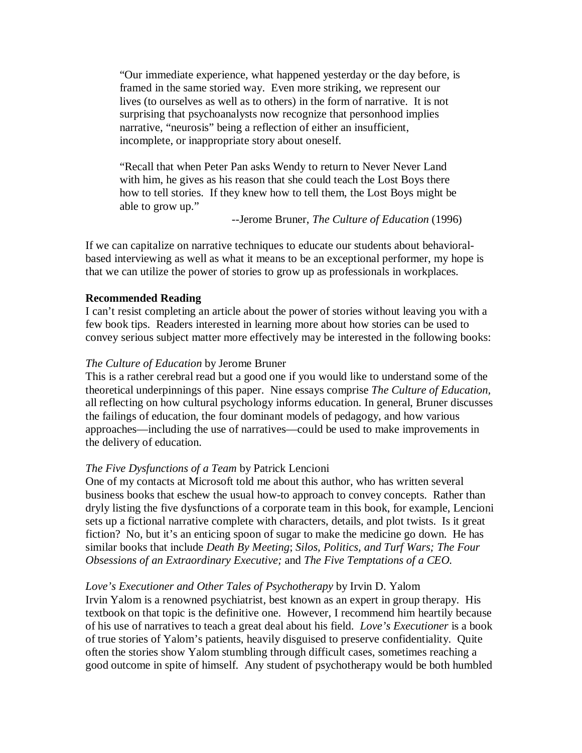> "Our immediate experience, what happened yesterday or the day before, is framed in the same storied way. Even more striking, we represent our lives (to ourselves as well as to others) in the form of narrative. It is not surprising that psychoanalysts now recognize that personhood implies narrative, "neurosis" being a reflection of either an insufficient, incomplete, or inappropriate story about oneself.
>
> "Recall that when Peter Pan asks Wendy to return to Never Never Land with him, he gives as his reason that she could teach the Lost Boys there how to tell stories. If they knew how to tell them, the Lost Boys might be able to grow up."
>
> --Jerome Bruner, *The Culture of Education* (1996)

If we can capitalize on narrative techniques to educate our students about behavioral-based interviewing as well as what it means to be an exceptional performer, my hope is that we can utilize the power of stories to grow up as professionals in workplaces.

**Recommended Reading**

I can't resist completing an article about the power of stories without leaving you with a few book tips. Readers interested in learning more about how stories can be used to convey serious subject matter more effectively may be interested in the following books:

*The Culture of Education* by Jerome Bruner
This is a rather cerebral read but a good one if you would like to understand some of the theoretical underpinnings of this paper. Nine essays comprise *The Culture of Education,* all reflecting on how cultural psychology informs education. In general, Bruner discusses the failings of education, the four dominant models of pedagogy, and how various approaches—including the use of narratives—could be used to make improvements in the delivery of education.

*The Five Dysfunctions of a Team* by Patrick Lencioni
One of my contacts at Microsoft told me about this author, who has written several business books that eschew the usual how-to approach to convey concepts. Rather than dryly listing the five dysfunctions of a corporate team in this book, for example, Lencioni sets up a fictional narrative complete with characters, details, and plot twists. Is it great fiction? No, but it's an enticing spoon of sugar to make the medicine go down. He has similar books that include *Death By Meeting*; *Silos, Politics, and Turf Wars; The Four Obsessions of an Extraordinary Executive;* and *The Five Temptations of a CEO.*

*Love's Executioner and Other Tales of Psychotherapy* by Irvin D. Yalom
Irvin Yalom is a renowned psychiatrist, best known as an expert in group therapy. His textbook on that topic is the definitive one. However, I recommend him heartily because of his use of narratives to teach a great deal about his field. *Love's Executioner* is a book of true stories of Yalom's patients, heavily disguised to preserve confidentiality. Quite often the stories show Yalom stumbling through difficult cases, sometimes reaching a good outcome in spite of himself. Any student of psychotherapy would be both humbled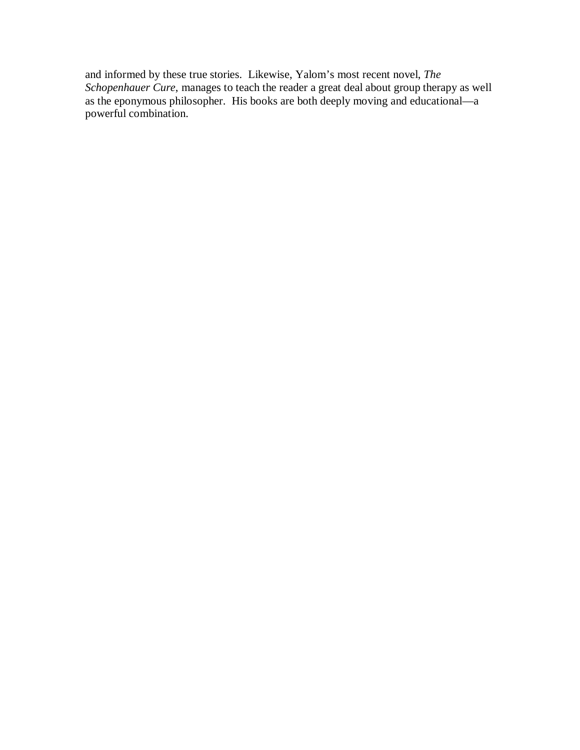and informed by these true stories. Likewise, Yalom's most recent novel, *The Schopenhauer Cure*, manages to teach the reader a great deal about group therapy as well as the eponymous philosopher. His books are both deeply moving and educational—a powerful combination.